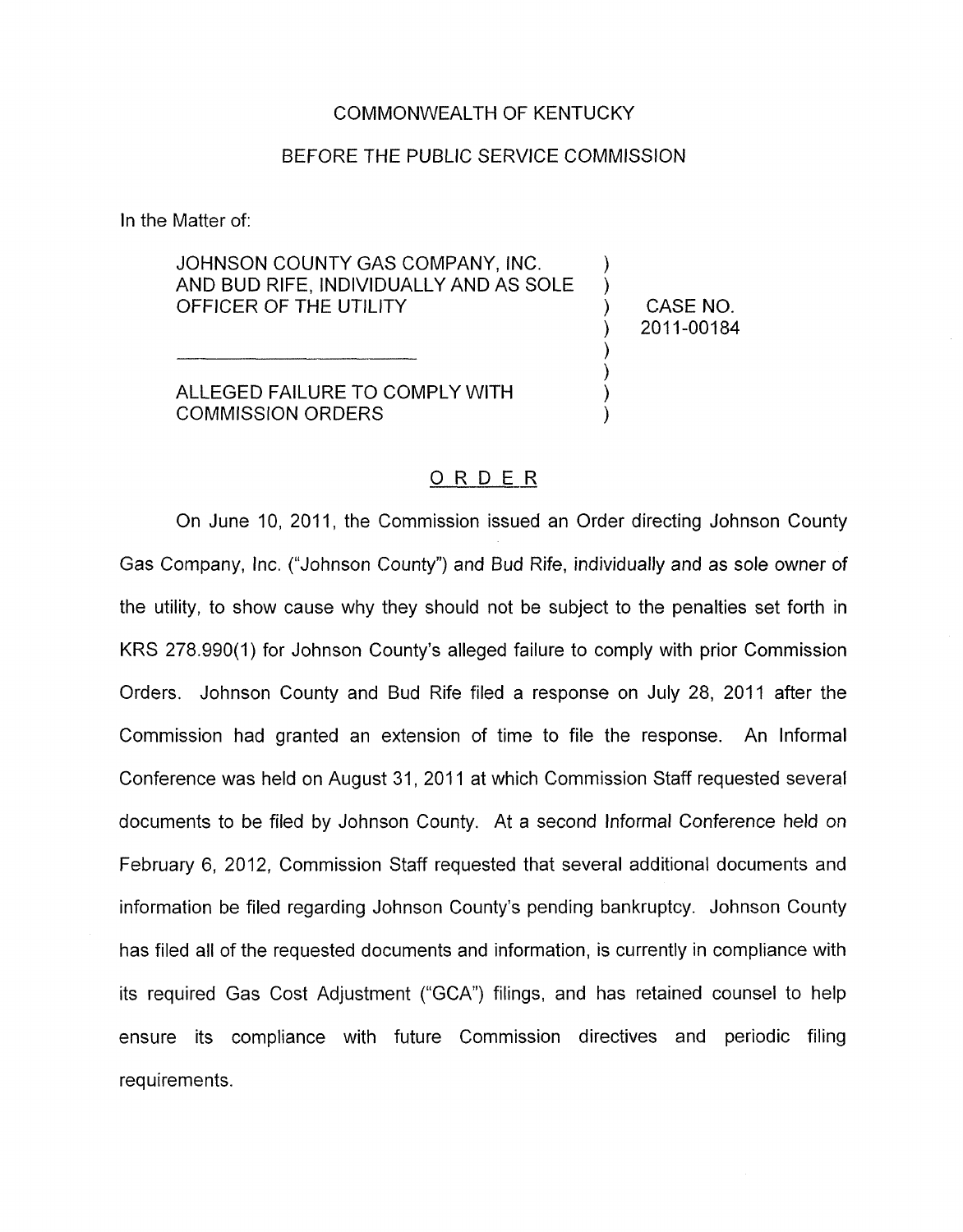COMMONWEALTH OF KENTUCKY

BEFORE THE PUBLIC SERVICE COMMISSION

In the Matter of:

| | | |
|---|---|---|
| JOHNSON COUNTY GAS COMPANY, INC. AND BUD RIFE, INDIVIDUALLY AND AS SOLE OFFICER OF THE UTILITY | ) | CASE NO. 2011-00184 |
| ALLEGED FAILURE TO COMPLY WITH COMMISSION ORDERS | ) | |

## ORDER

On June 10, 2011, the Commission issued an Order directing Johnson County Gas Company, Inc. ("Johnson County") and Bud Rife, individually and as sole owner of the utility, to show cause why they should not be subject to the penalties set forth in KRS 278.990(1) for Johnson County's alleged failure to comply with prior Commission Orders. Johnson County and Bud Rife filed a response on July 28, 2011 after the Commission had granted an extension of time to file the response. An Informal Conference was held on August 31, 2011 at which Commission Staff requested several documents to be filed by Johnson County. At a second Informal Conference held on February 6, 2012, Commission Staff requested that several additional documents and information be filed regarding Johnson County's pending bankruptcy. Johnson County has filed all of the requested documents and information, is currently in compliance with its required Gas Cost Adjustment ("GCA") filings, and has retained counsel to help ensure its compliance with future Commission directives and periodic filing requirements.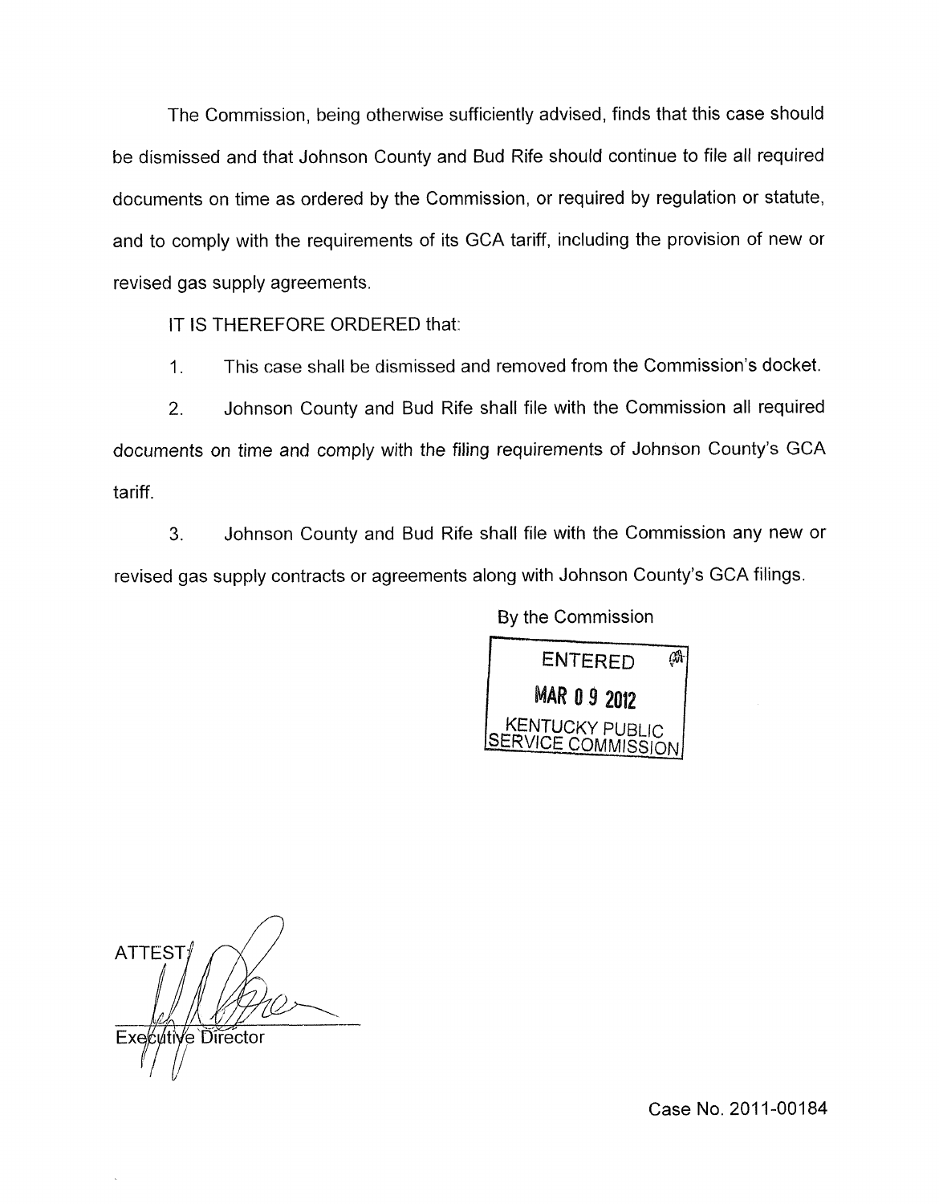The Commission, being otherwise sufficiently advised, finds that this case should be dismissed and that Johnson County and Bud Rife should continue to file all required documents on time as ordered by the Commission, or required by regulation or statute, and to comply with the requirements of its GCA tariff, including the provision of new or revised gas supply agreements.

IT IS THEREFORE ORDERED that:

1. This case shall be dismissed and removed from the Commission's docket.

2. Johnson County and Bud Rife shall file with the Commission all required documents on time and comply with the filing requirements of Johnson County's GCA tariff.

3. Johnson County and Bud Rife shall file with the Commission any new or revised gas supply contracts or agreements along with Johnson County's GCA filings.

By the Commission

ENTERED
MAR 09 2012
KENTUCKY PUBLIC SERVICE COMMISSION

ATTEST:

Executive Director

Case No. 2011-00184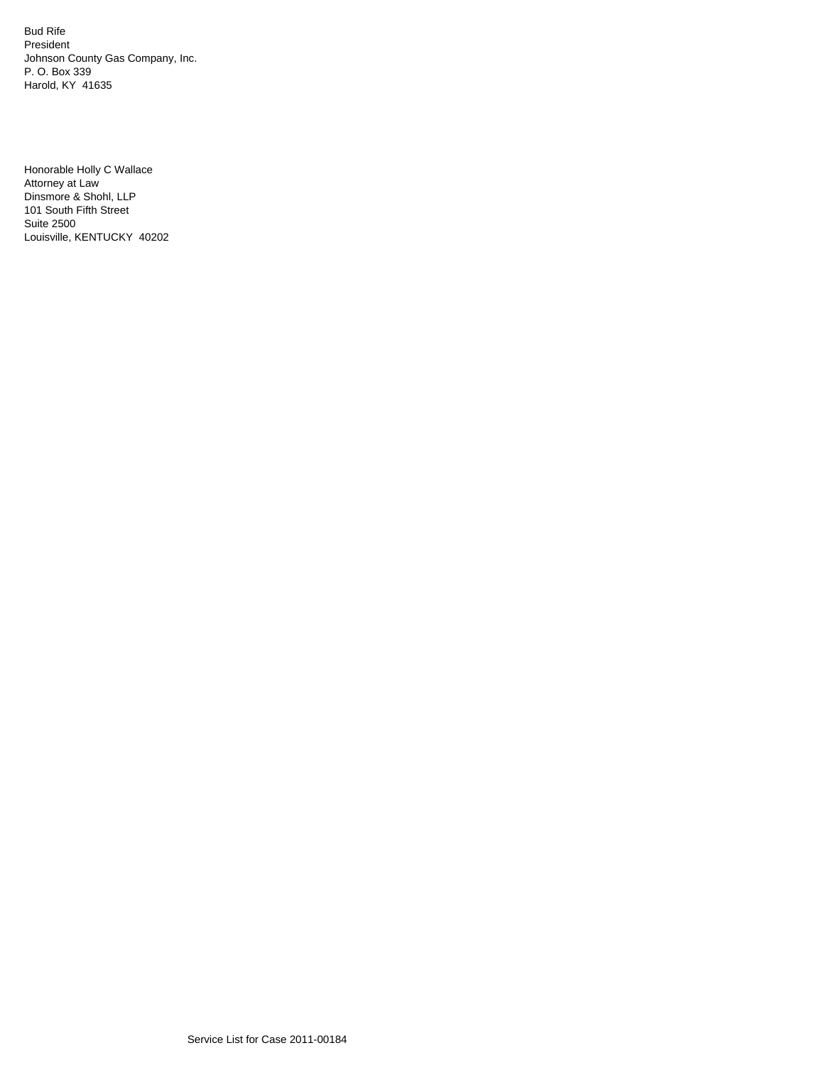Bud Rife
President
Johnson County Gas Company, Inc.
P. O. Box 339
Harold, KY  41635

Honorable Holly C Wallace
Attorney at Law
Dinsmore & Shohl, LLP
101 South Fifth Street
Suite 2500
Louisville, KENTUCKY  40202

Service List for Case 2011-00184